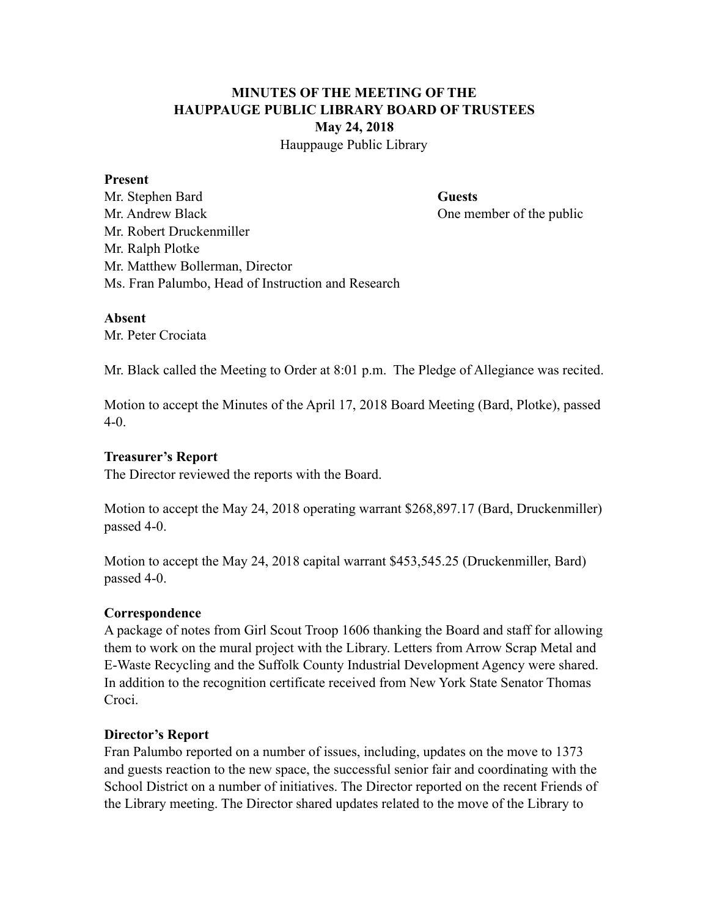# MINUTES OF THE MEETING OF THE HAUPPAUGE PUBLIC LIBRARY BOARD OF TRUSTEES

**May 24, 2018**

Hauppauge Public Library

**Present**

Mr. Stephen Bard
Mr. Andrew Black
Mr. Robert Druckenmiller
Mr. Ralph Plotke
Mr. Matthew Bollerman, Director
Ms. Fran Palumbo, Head of Instruction and Research

**Guests**

One member of the public

**Absent**

Mr. Peter Crociata

Mr. Black called the Meeting to Order at 8:01 p.m. The Pledge of Allegiance was recited.

Motion to accept the Minutes of the April 17, 2018 Board Meeting (Bard, Plotke), passed 4-0.

**Treasurer's Report**

The Director reviewed the reports with the Board.

Motion to accept the May 24, 2018 operating warrant $268,897.17 (Bard, Druckenmiller) passed 4-0.

Motion to accept the May 24, 2018 capital warrant $453,545.25 (Druckenmiller, Bard) passed 4-0.

**Correspondence**

A package of notes from Girl Scout Troop 1606 thanking the Board and staff for allowing them to work on the mural project with the Library. Letters from Arrow Scrap Metal and E-Waste Recycling and the Suffolk County Industrial Development Agency were shared. In addition to the recognition certificate received from New York State Senator Thomas Croci.

**Director's Report**

Fran Palumbo reported on a number of issues, including, updates on the move to 1373 and guests reaction to the new space, the successful senior fair and coordinating with the School District on a number of initiatives. The Director reported on the recent Friends of the Library meeting. The Director shared updates related to the move of the Library to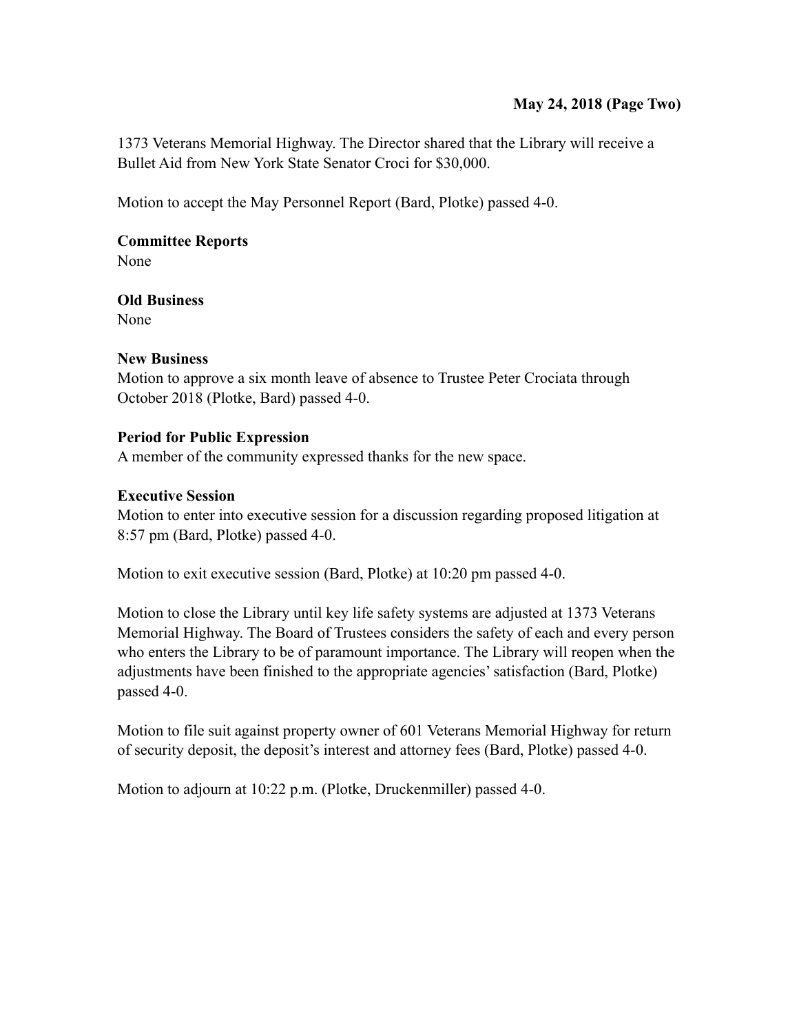1373 Veterans Memorial Highway. The Director shared that the Library will receive a Bullet Aid from New York State Senator Croci for $30,000.

Motion to accept the May Personnel Report (Bard, Plotke) passed 4-0.

**Committee Reports**
None

**Old Business**
None

**New Business**
Motion to approve a six month leave of absence to Trustee Peter Crociata through October 2018 (Plotke, Bard) passed 4-0.

**Period for Public Expression**
A member of the community expressed thanks for the new space.

**Executive Session**
Motion to enter into executive session for a discussion regarding proposed litigation at 8:57 pm (Bard, Plotke) passed 4-0.

Motion to exit executive session (Bard, Plotke) at 10:20 pm passed 4-0.

Motion to close the Library until key life safety systems are adjusted at 1373 Veterans Memorial Highway. The Board of Trustees considers the safety of each and every person who enters the Library to be of paramount importance. The Library will reopen when the adjustments have been finished to the appropriate agencies' satisfaction (Bard, Plotke) passed 4-0.

Motion to file suit against property owner of 601 Veterans Memorial Highway for return of security deposit, the deposit's interest and attorney fees (Bard, Plotke) passed 4-0.

Motion to adjourn at 10:22 p.m. (Plotke, Druckenmiller) passed 4-0.